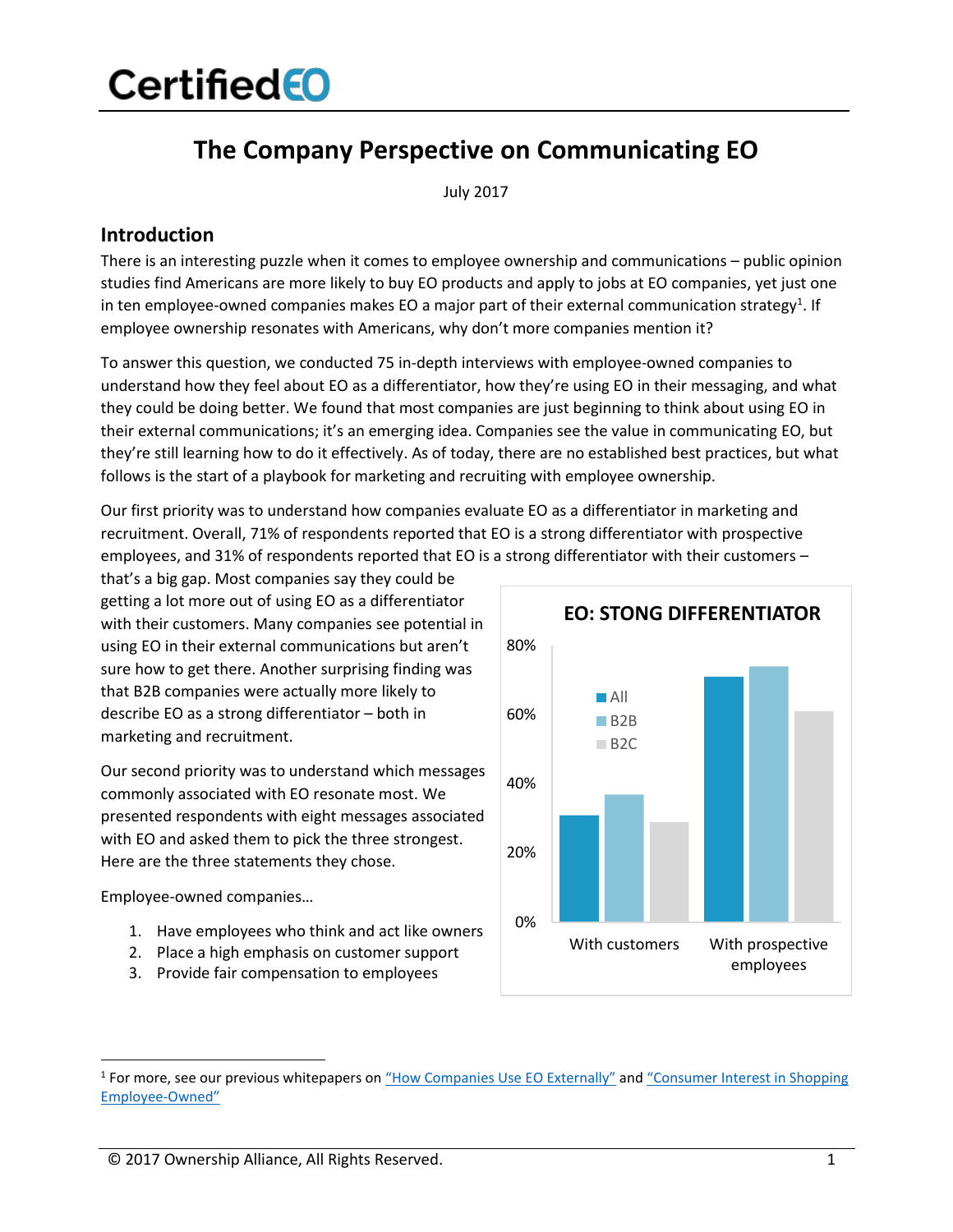# CertifiedEO

## The Company Perspective on Communicating EO

July 2017

### Introduction

There is an interesting puzzle when it comes to employee ownership and communications – public opinion studies find Americans are more likely to buy EO products and apply to jobs at EO companies, yet just one in ten employee-owned companies makes EO a major part of their external communication strategy[1]. If employee ownership resonates with Americans, why don't more companies mention it?

To answer this question, we conducted 75 in-depth interviews with employee-owned companies to understand how they feel about EO as a differentiator, how they're using EO in their messaging, and what they could be doing better. We found that most companies are just beginning to think about using EO in their external communications; it's an emerging idea. Companies see the value in communicating EO, but they're still learning how to do it effectively. As of today, there are no established best practices, but what follows is the start of a playbook for marketing and recruiting with employee ownership.

Our first priority was to understand how companies evaluate EO as a differentiator in marketing and recruitment. Overall, 71% of respondents reported that EO is a strong differentiator with prospective employees, and 31% of respondents reported that EO is a strong differentiator with their customers – that's a big gap. Most companies say they could be getting a lot more out of using EO as a differentiator with their customers. Many companies see potential in using EO in their external communications but aren't sure how to get there. Another surprising finding was that B2B companies were actually more likely to describe EO as a strong differentiator – both in marketing and recruitment.

**EO: STONG DIFFERENTIATOR**

| | All | B2B | B2C |
|---|---|---|---|
| With customers | ~31% | ~37% | ~29% |
| With prospective employees | ~71% | ~74% | ~61% |

Our second priority was to understand which messages commonly associated with EO resonate most. We presented respondents with eight messages associated with EO and asked them to pick the three strongest. Here are the three statements they chose.

Employee-owned companies…

1. Have employees who think and act like owners
2. Place a high emphasis on customer support
3. Provide fair compensation to employees

---

[1] For more, see our previous whitepapers on "How Companies Use EO Externally" and "Consumer Interest in Shopping Employee-Owned"

© 2017 Ownership Alliance, All Rights Reserved.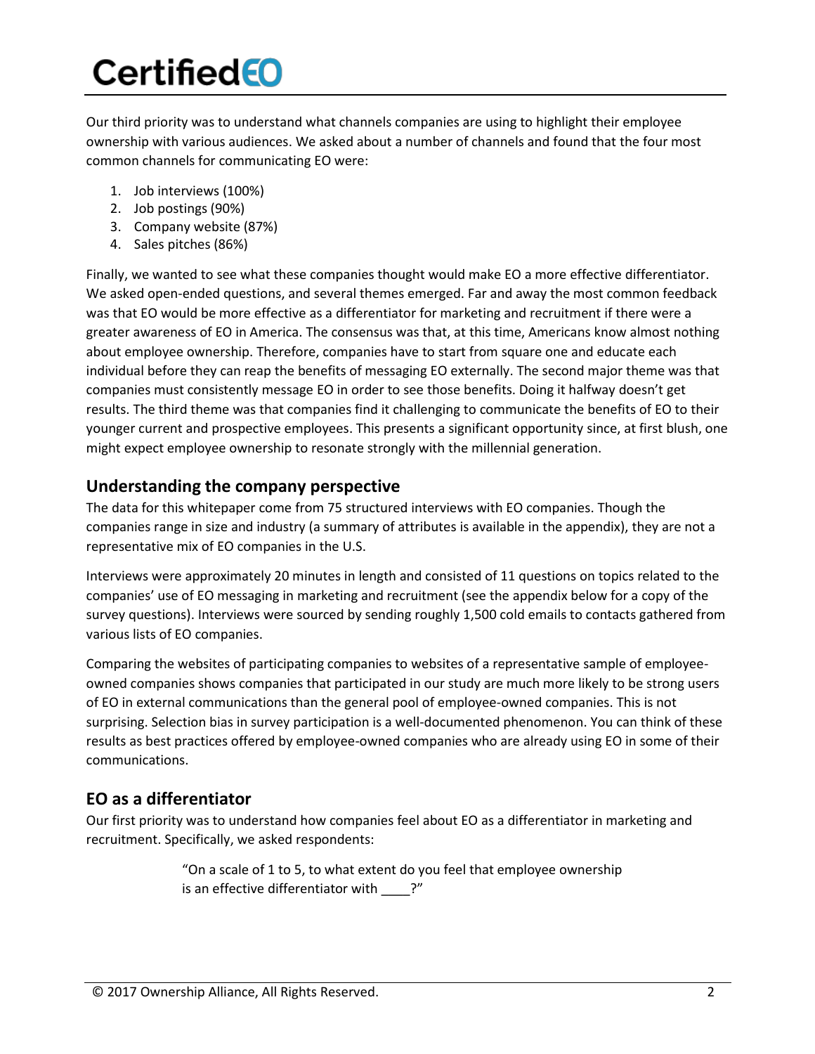Our third priority was to understand what channels companies are using to highlight their employee ownership with various audiences. We asked about a number of channels and found that the four most common channels for communicating EO were:

1. Job interviews (100%)
2. Job postings (90%)
3. Company website (87%)
4. Sales pitches (86%)

Finally, we wanted to see what these companies thought would make EO a more effective differentiator. We asked open-ended questions, and several themes emerged. Far and away the most common feedback was that EO would be more effective as a differentiator for marketing and recruitment if there were a greater awareness of EO in America. The consensus was that, at this time, Americans know almost nothing about employee ownership. Therefore, companies have to start from square one and educate each individual before they can reap the benefits of messaging EO externally. The second major theme was that companies must consistently message EO in order to see those benefits. Doing it halfway doesn't get results. The third theme was that companies find it challenging to communicate the benefits of EO to their younger current and prospective employees. This presents a significant opportunity since, at first blush, one might expect employee ownership to resonate strongly with the millennial generation.

## Understanding the company perspective

The data for this whitepaper come from 75 structured interviews with EO companies. Though the companies range in size and industry (a summary of attributes is available in the appendix), they are not a representative mix of EO companies in the U.S.

Interviews were approximately 20 minutes in length and consisted of 11 questions on topics related to the companies' use of EO messaging in marketing and recruitment (see the appendix below for a copy of the survey questions). Interviews were sourced by sending roughly 1,500 cold emails to contacts gathered from various lists of EO companies.

Comparing the websites of participating companies to websites of a representative sample of employee-owned companies shows companies that participated in our study are much more likely to be strong users of EO in external communications than the general pool of employee-owned companies. This is not surprising. Selection bias in survey participation is a well-documented phenomenon. You can think of these results as best practices offered by employee-owned companies who are already using EO in some of their communications.

## EO as a differentiator

Our first priority was to understand how companies feel about EO as a differentiator in marketing and recruitment. Specifically, we asked respondents:

> "On a scale of 1 to 5, to what extent do you feel that employee ownership is an effective differentiator with ____?"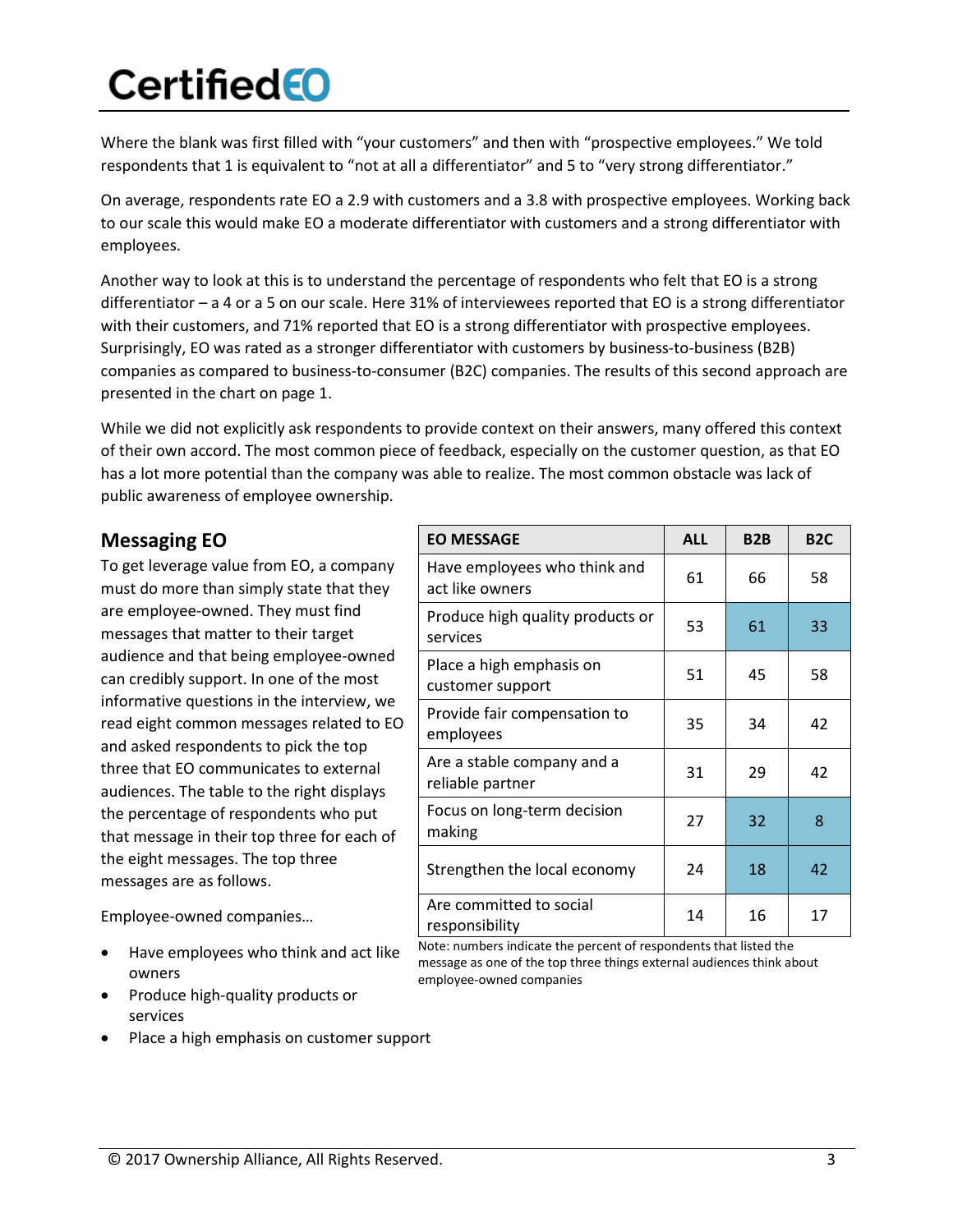Where the blank was first filled with "your customers" and then with "prospective employees." We told respondents that 1 is equivalent to "not at all a differentiator" and 5 to "very strong differentiator."

On average, respondents rate EO a 2.9 with customers and a 3.8 with prospective employees. Working back to our scale this would make EO a moderate differentiator with customers and a strong differentiator with employees.

Another way to look at this is to understand the percentage of respondents who felt that EO is a strong differentiator – a 4 or a 5 on our scale. Here 31% of interviewees reported that EO is a strong differentiator with their customers, and 71% reported that EO is a strong differentiator with prospective employees. Surprisingly, EO was rated as a stronger differentiator with customers by business-to-business (B2B) companies as compared to business-to-consumer (B2C) companies. The results of this second approach are presented in the chart on page 1.

While we did not explicitly ask respondents to provide context on their answers, many offered this context of their own accord. The most common piece of feedback, especially on the customer question, as that EO has a lot more potential than the company was able to realize. The most common obstacle was lack of public awareness of employee ownership.

## Messaging EO

To get leverage value from EO, a company must do more than simply state that they are employee-owned. They must find messages that matter to their target audience and that being employee-owned can credibly support. In one of the most informative questions in the interview, we read eight common messages related to EO and asked respondents to pick the top three that EO communicates to external audiences. The table to the right displays the percentage of respondents who put that message in their top three for each of the eight messages. The top three messages are as follows.

Employee-owned companies…

- Have employees who think and act like owners
- Produce high-quality products or services
- Place a high emphasis on customer support

| EO MESSAGE | ALL | B2B | B2C |
|---|---|---|---|
| Have employees who think and act like owners | 61 | 66 | 58 |
| Produce high quality products or services | 53 | 61 | 33 |
| Place a high emphasis on customer support | 51 | 45 | 58 |
| Provide fair compensation to employees | 35 | 34 | 42 |
| Are a stable company and a reliable partner | 31 | 29 | 42 |
| Focus on long-term decision making | 27 | 32 | 8 |
| Strengthen the local economy | 24 | 18 | 42 |
| Are committed to social responsibility | 14 | 16 | 17 |

Note: numbers indicate the percent of respondents that listed the message as one of the top three things external audiences think about employee-owned companies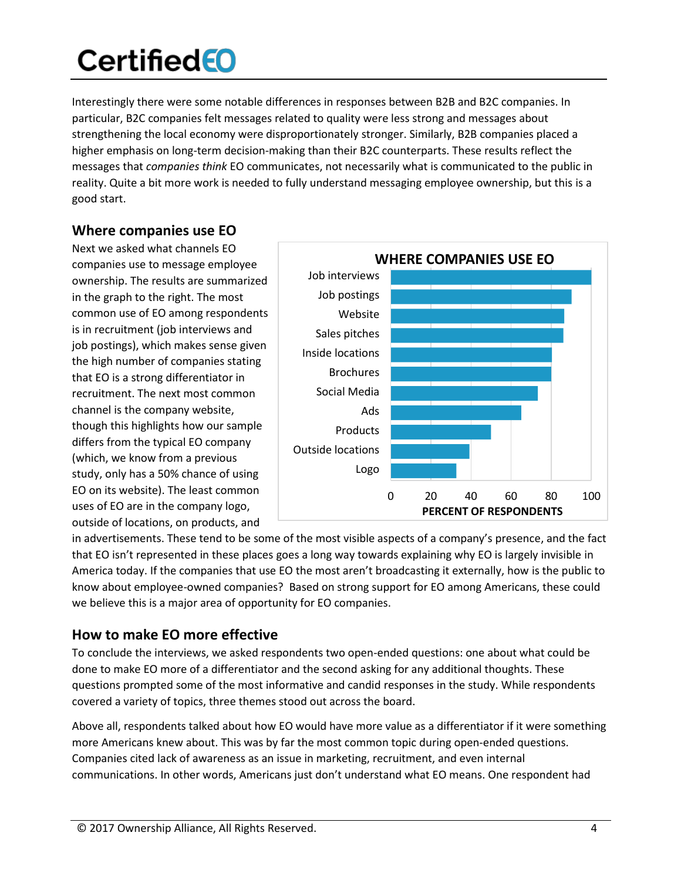Interestingly there were some notable differences in responses between B2B and B2C companies. In particular, B2C companies felt messages related to quality were less strong and messages about strengthening the local economy were disproportionately stronger. Similarly, B2B companies placed a higher emphasis on long-term decision-making than their B2C counterparts. These results reflect the messages that *companies think* EO communicates, not necessarily what is communicated to the public in reality. Quite a bit more work is needed to fully understand messaging employee ownership, but this is a good start.

## Where companies use EO

Next we asked what channels EO companies use to message employee ownership. The results are summarized in the graph to the right. The most common use of EO among respondents is in recruitment (job interviews and job postings), which makes sense given the high number of companies stating that EO is a strong differentiator in recruitment. The next most common channel is the company website, though this highlights how our sample differs from the typical EO company (which, we know from a previous study, only has a 50% chance of using EO on its website). The least common uses of EO are in the company logo, outside of locations, on products, and in advertisements. These tend to be some of the most visible aspects of a company's presence, and the fact that EO isn't represented in these places goes a long way towards explaining why EO is largely invisible in America today. If the companies that use EO the most aren't broadcasting it externally, how is the public to know about employee-owned companies? Based on strong support for EO among Americans, these could we believe this is a major area of opportunity for EO companies.

**WHERE COMPANIES USE EO**

| Channel | Percent of respondents (approx.) |
|---|---|
| Job interviews | 100 |
| Job postings | 90 |
| Website | 87 |
| Sales pitches | 86 |
| Inside locations | 80 |
| Brochures | 80 |
| Social Media | 73 |
| Ads | 65 |
| Products | 50 |
| Outside locations | 40 |
| Logo | 33 |

PERCENT OF RESPONDENTS

## How to make EO more effective

To conclude the interviews, we asked respondents two open-ended questions: one about what could be done to make EO more of a differentiator and the second asking for any additional thoughts. These questions prompted some of the most informative and candid responses in the study. While respondents covered a variety of topics, three themes stood out across the board.

Above all, respondents talked about how EO would have more value as a differentiator if it were something more Americans knew about. This was by far the most common topic during open-ended questions. Companies cited lack of awareness as an issue in marketing, recruitment, and even internal communications. In other words, Americans just don't understand what EO means. One respondent had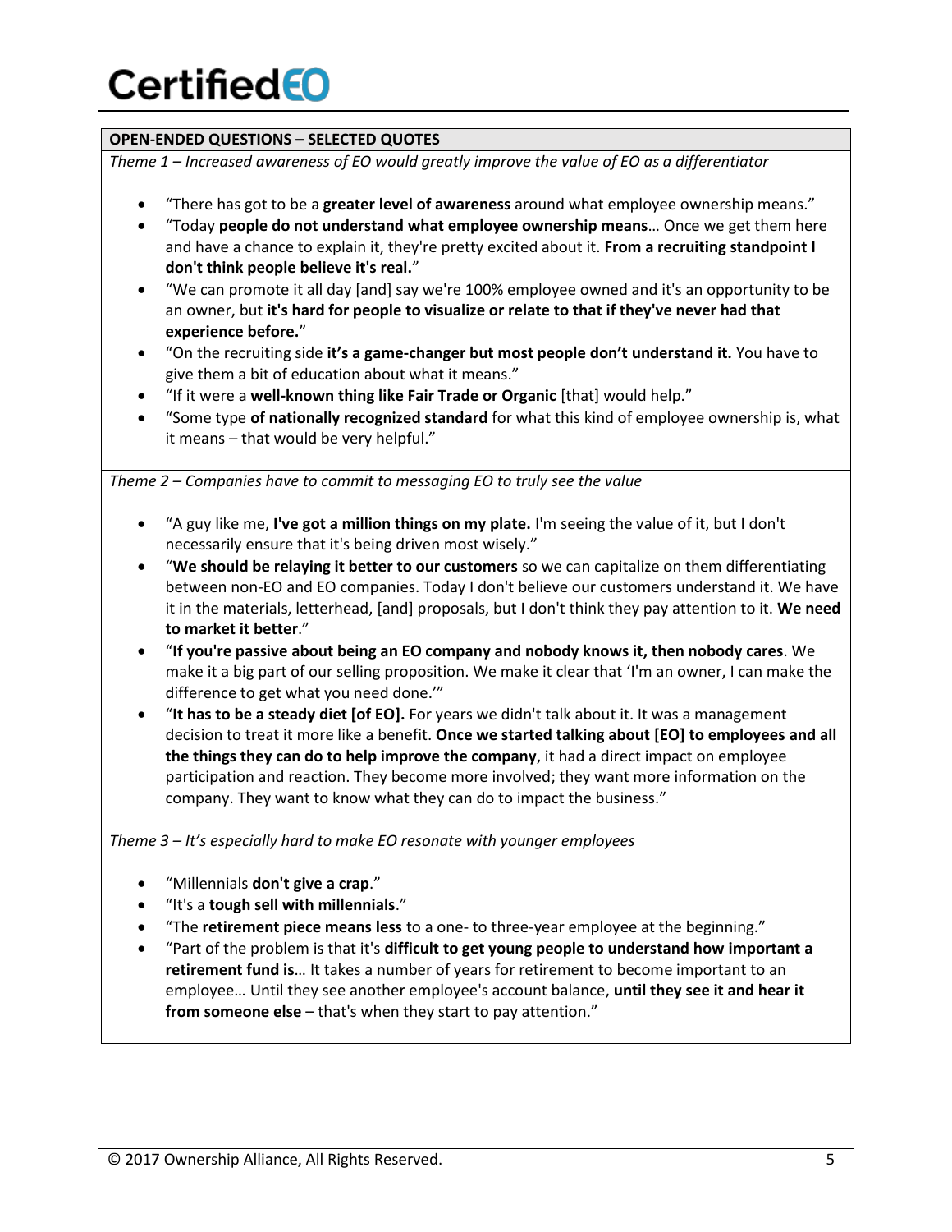**OPEN-ENDED QUESTIONS – SELECTED QUOTES**

*Theme 1 – Increased awareness of EO would greatly improve the value of EO as a differentiator*

- "There has got to be a **greater level of awareness** around what employee ownership means."
- "Today **people do not understand what employee ownership means**… Once we get them here and have a chance to explain it, they're pretty excited about it. **From a recruiting standpoint I don't think people believe it's real.**"
- "We can promote it all day [and] say we're 100% employee owned and it's an opportunity to be an owner, but **it's hard for people to visualize or relate to that if they've never had that experience before.**"
- "On the recruiting side **it's a game-changer but most people don't understand it.** You have to give them a bit of education about what it means."
- "If it were a **well-known thing like Fair Trade or Organic** [that] would help."
- "Some type **of nationally recognized standard** for what this kind of employee ownership is, what it means – that would be very helpful."

*Theme 2 – Companies have to commit to messaging EO to truly see the value*

- "A guy like me, **I've got a million things on my plate.** I'm seeing the value of it, but I don't necessarily ensure that it's being driven most wisely."
- "**We should be relaying it better to our customers** so we can capitalize on them differentiating between non-EO and EO companies. Today I don't believe our customers understand it. We have it in the materials, letterhead, [and] proposals, but I don't think they pay attention to it. **We need to market it better**."
- "**If you're passive about being an EO company and nobody knows it, then nobody cares**. We make it a big part of our selling proposition. We make it clear that 'I'm an owner, I can make the difference to get what you need done.'"
- "**It has to be a steady diet [of EO].** For years we didn't talk about it. It was a management decision to treat it more like a benefit. **Once we started talking about [EO] to employees and all the things they can do to help improve the company**, it had a direct impact on employee participation and reaction. They become more involved; they want more information on the company. They want to know what they can do to impact the business."

*Theme 3 – It's especially hard to make EO resonate with younger employees*

- "Millennials **don't give a crap**."
- "It's a **tough sell with millennials**."
- "The **retirement piece means less** to a one- to three-year employee at the beginning."
- "Part of the problem is that it's **difficult to get young people to understand how important a retirement fund is**… It takes a number of years for retirement to become important to an employee… Until they see another employee's account balance, **until they see it and hear it from someone else** – that's when they start to pay attention."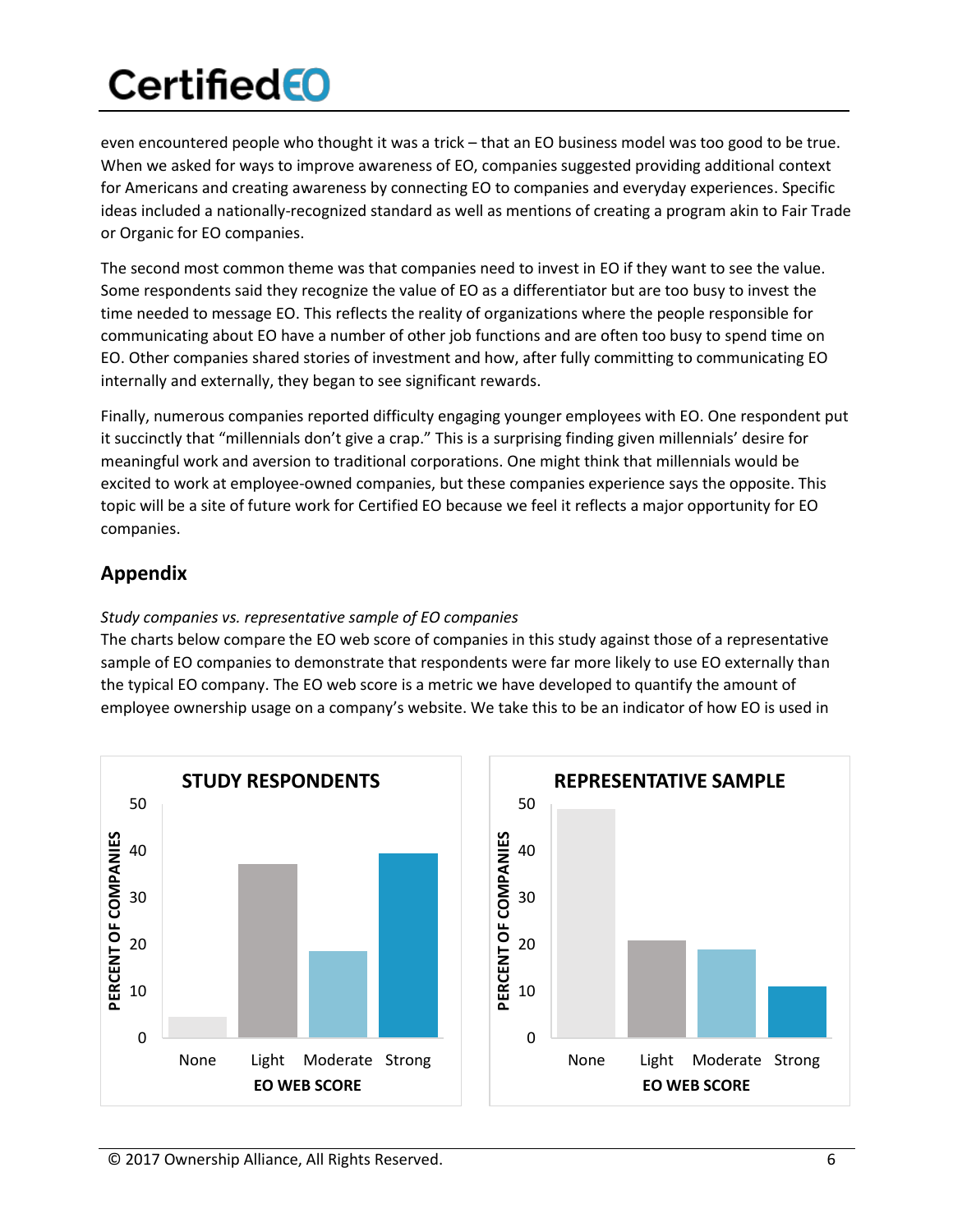even encountered people who thought it was a trick – that an EO business model was too good to be true. When we asked for ways to improve awareness of EO, companies suggested providing additional context for Americans and creating awareness by connecting EO to companies and everyday experiences. Specific ideas included a nationally-recognized standard as well as mentions of creating a program akin to Fair Trade or Organic for EO companies.

The second most common theme was that companies need to invest in EO if they want to see the value. Some respondents said they recognize the value of EO as a differentiator but are too busy to invest the time needed to message EO. This reflects the reality of organizations where the people responsible for communicating about EO have a number of other job functions and are often too busy to spend time on EO. Other companies shared stories of investment and how, after fully committing to communicating EO internally and externally, they began to see significant rewards.

Finally, numerous companies reported difficulty engaging younger employees with EO. One respondent put it succinctly that "millennials don't give a crap." This is a surprising finding given millennials' desire for meaningful work and aversion to traditional corporations. One might think that millennials would be excited to work at employee-owned companies, but these companies experience says the opposite. This topic will be a site of future work for Certified EO because we feel it reflects a major opportunity for EO companies.

## Appendix

*Study companies vs. representative sample of EO companies*

The charts below compare the EO web score of companies in this study against those of a representative sample of EO companies to demonstrate that respondents were far more likely to use EO externally than the typical EO company. The EO web score is a metric we have developed to quantify the amount of employee ownership usage on a company's website. We take this to be an indicator of how EO is used in

**STUDY RESPONDENTS**

PERCENT OF COMPANIES (0–50) by EO WEB SCORE: None, Light, Moderate, Strong

**REPRESENTATIVE SAMPLE**

PERCENT OF COMPANIES (0–50) by EO WEB SCORE: None, Light, Moderate, Strong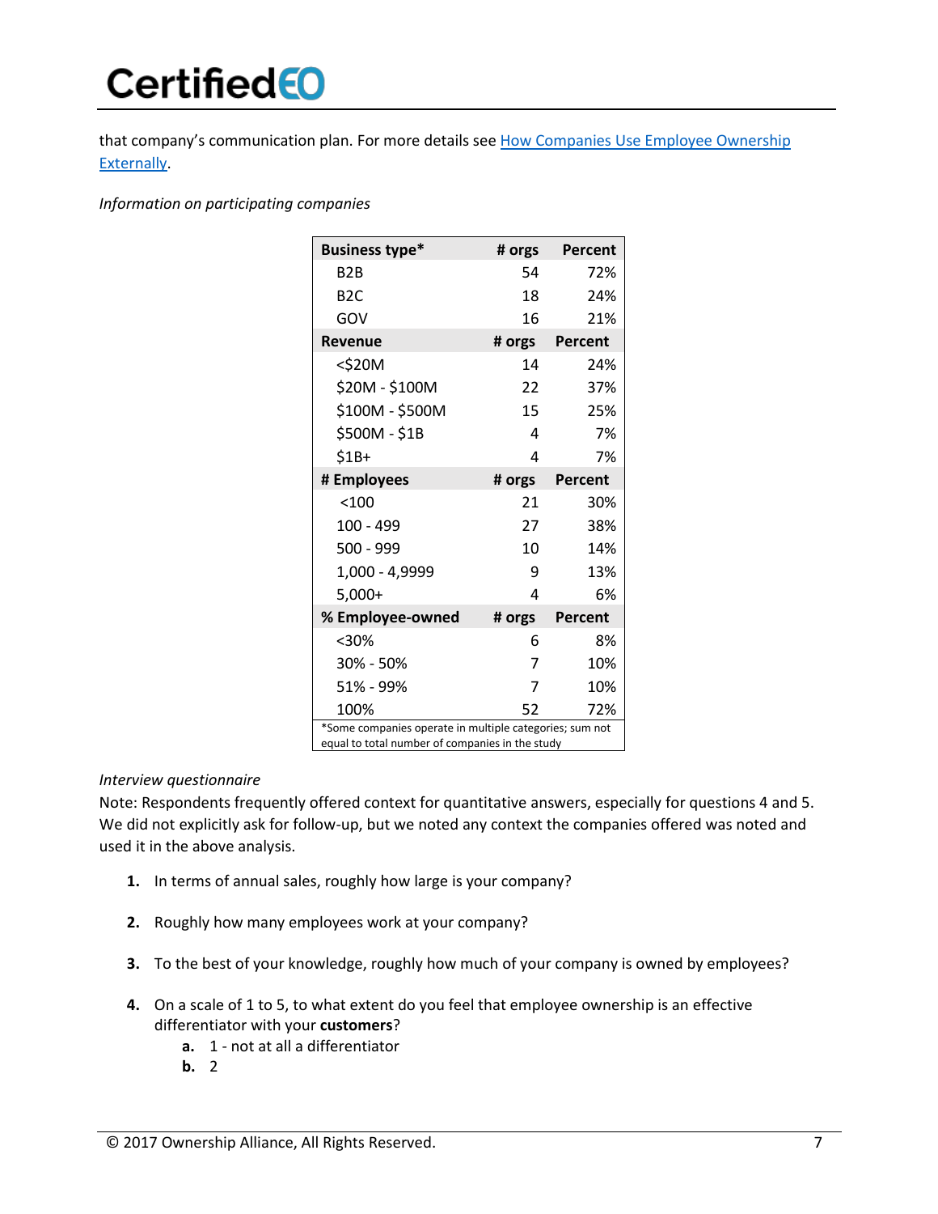that company's communication plan. For more details see [How Companies Use Employee Ownership Externally](How Companies Use Employee Ownership Externally).

*Information on participating companies*

| Business type* | # orgs | Percent |
|---|---|---|
| B2B | 54 | 72% |
| B2C | 18 | 24% |
| GOV | 16 | 21% |
| **Revenue** | **# orgs** | **Percent** |
| <$20M | 14 | 24% |
| $20M - $100M | 22 | 37% |
| $100M - $500M | 15 | 25% |
| $500M - $1B | 4 | 7% |
| $1B+ | 4 | 7% |
| **# Employees** | **# orgs** | **Percent** |
| <100 | 21 | 30% |
| 100 - 499 | 27 | 38% |
| 500 - 999 | 10 | 14% |
| 1,000 - 4,9999 | 9 | 13% |
| 5,000+ | 4 | 6% |
| **% Employee-owned** | **# orgs** | **Percent** |
| <30% | 6 | 8% |
| 30% - 50% | 7 | 10% |
| 51% - 99% | 7 | 10% |
| 100% | 52 | 72% |

*Some companies operate in multiple categories; sum not equal to total number of companies in the study

*Interview questionnaire*

Note: Respondents frequently offered context for quantitative answers, especially for questions 4 and 5. We did not explicitly ask for follow-up, but we noted any context the companies offered was noted and used it in the above analysis.

1. In terms of annual sales, roughly how large is your company?

2. Roughly how many employees work at your company?

3. To the best of your knowledge, roughly how much of your company is owned by employees?

4. On a scale of 1 to 5, to what extent do you feel that employee ownership is an effective differentiator with your **customers**?
   a. 1 - not at all a differentiator
   b. 2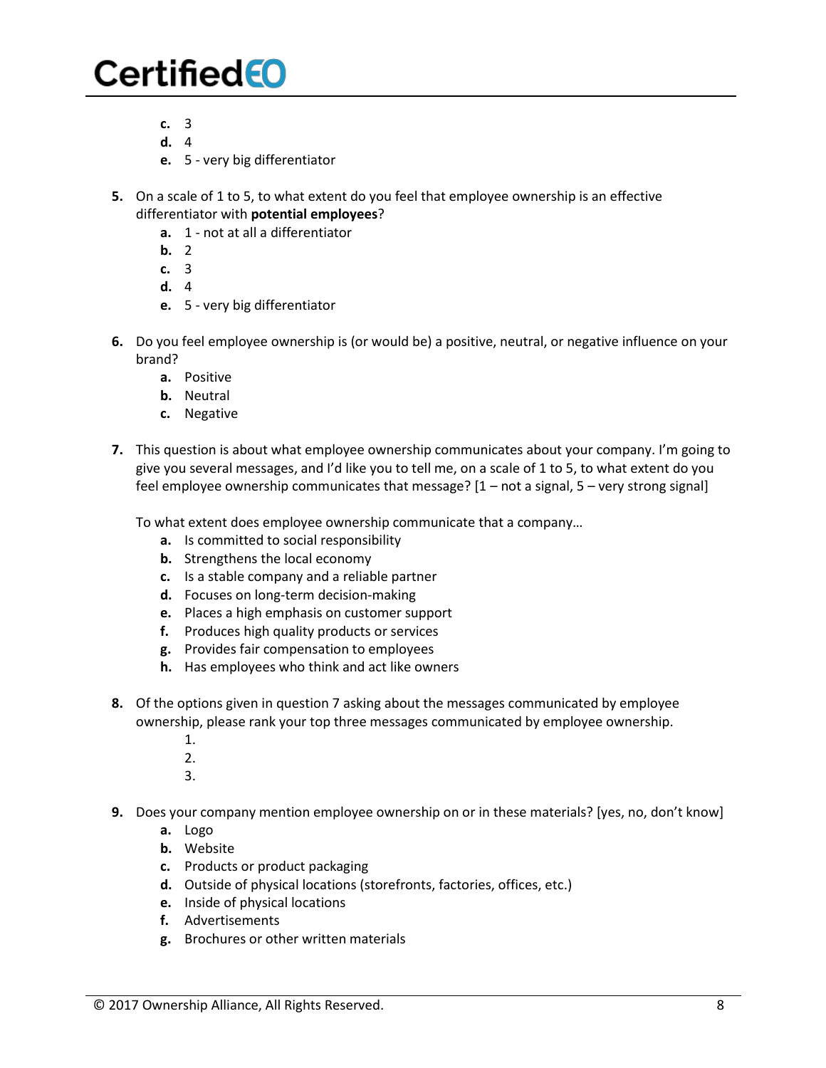c. 3
   d. 4
   e. 5 - very big differentiator

5. On a scale of 1 to 5, to what extent do you feel that employee ownership is an effective differentiator with **potential employees**?
   a. 1 - not at all a differentiator
   b. 2
   c. 3
   d. 4
   e. 5 - very big differentiator

6. Do you feel employee ownership is (or would be) a positive, neutral, or negative influence on your brand?
   a. Positive
   b. Neutral
   c. Negative

7. This question is about what employee ownership communicates about your company. I'm going to give you several messages, and I'd like you to tell me, on a scale of 1 to 5, to what extent do you feel employee ownership communicates that message? [1 – not a signal, 5 – very strong signal]

   To what extent does employee ownership communicate that a company…
   a. Is committed to social responsibility
   b. Strengthens the local economy
   c. Is a stable company and a reliable partner
   d. Focuses on long-term decision-making
   e. Places a high emphasis on customer support
   f. Produces high quality products or services
   g. Provides fair compensation to employees
   h. Has employees who think and act like owners

8. Of the options given in question 7 asking about the messages communicated by employee ownership, please rank your top three messages communicated by employee ownership.
   1.
   2.
   3.

9. Does your company mention employee ownership on or in these materials? [yes, no, don't know]
   a. Logo
   b. Website
   c. Products or product packaging
   d. Outside of physical locations (storefronts, factories, offices, etc.)
   e. Inside of physical locations
   f. Advertisements
   g. Brochures or other written materials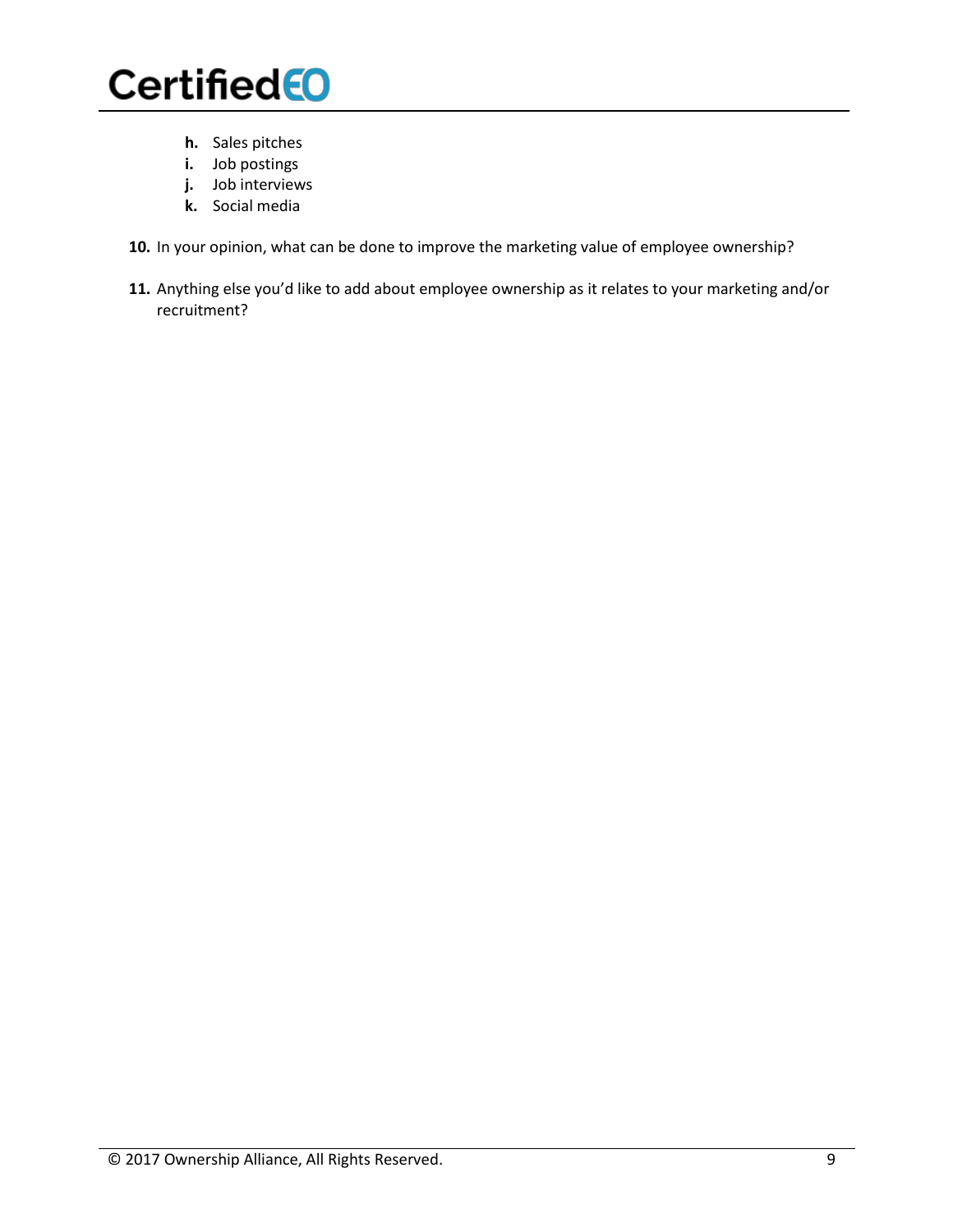- **h.** Sales pitches
   - **i.** Job postings
   - **j.** Job interviews
   - **k.** Social media

**10.** In your opinion, what can be done to improve the marketing value of employee ownership?

**11.** Anything else you'd like to add about employee ownership as it relates to your marketing and/or recruitment?